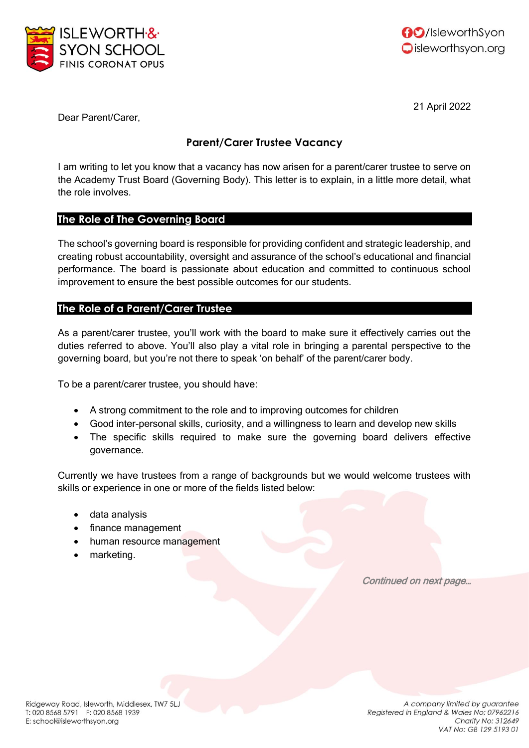ISLEWORTH & SYON SCHOOL
FINIS CORONAT OPUS

/IsleworthSyon
isleworthsyon.org

21 April 2022

Dear Parent/Carer,

## Parent/Carer Trustee Vacancy

I am writing to let you know that a vacancy has now arisen for a parent/carer trustee to serve on the Academy Trust Board (Governing Body). This letter is to explain, in a little more detail, what the role involves.

### The Role of The Governing Board

The school's governing board is responsible for providing confident and strategic leadership, and creating robust accountability, oversight and assurance of the school's educational and financial performance. The board is passionate about education and committed to continuous school improvement to ensure the best possible outcomes for our students.

### The Role of a Parent/Carer Trustee

As a parent/carer trustee, you'll work with the board to make sure it effectively carries out the duties referred to above. You'll also play a vital role in bringing a parental perspective to the governing board, but you're not there to speak 'on behalf' of the parent/carer body.

To be a parent/carer trustee, you should have:

- A strong commitment to the role and to improving outcomes for children
- Good inter-personal skills, curiosity, and a willingness to learn and develop new skills
- The specific skills required to make sure the governing board delivers effective governance.

Currently we have trustees from a range of backgrounds but we would welcome trustees with skills or experience in one or more of the fields listed below:

- data analysis
- finance management
- human resource management
- marketing.

*Continued on next page...*

Ridgeway Road, Isleworth, Middlesex, TW7 5LJ
T: 020 8568 5791 F: 020 8568 1939
E: school@isleworthsyon.org

*A company limited by guarantee*
*Registered in England & Wales No: 07962216*
*Charity No: 312649*
*VAT No: GB 129 5193 01*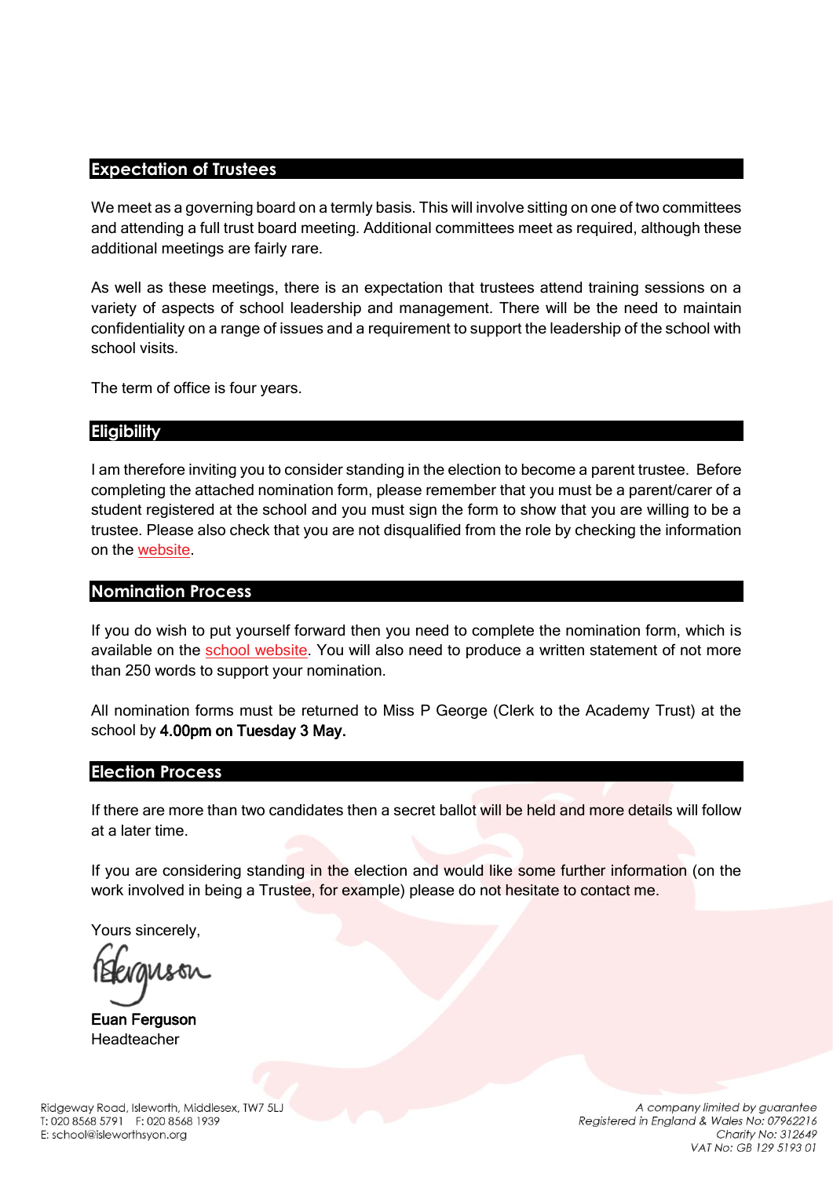## Expectation of Trustees

We meet as a governing board on a termly basis. This will involve sitting on one of two committees and attending a full trust board meeting. Additional committees meet as required, although these additional meetings are fairly rare.

As well as these meetings, there is an expectation that trustees attend training sessions on a variety of aspects of school leadership and management. There will be the need to maintain confidentiality on a range of issues and a requirement to support the leadership of the school with school visits.

The term of office is four years.

## Eligibility

I am therefore inviting you to consider standing in the election to become a parent trustee. Before completing the attached nomination form, please remember that you must be a parent/carer of a student registered at the school and you must sign the form to show that you are willing to be a trustee. Please also check that you are not disqualified from the role by checking the information on the website.

## Nomination Process

If you do wish to put yourself forward then you need to complete the nomination form, which is available on the school website. You will also need to produce a written statement of not more than 250 words to support your nomination.

All nomination forms must be returned to Miss P George (Clerk to the Academy Trust) at the school by **4.00pm on Tuesday 3 May.**

## Election Process

If there are more than two candidates then a secret ballot will be held and more details will follow at a later time.

If you are considering standing in the election and would like some further information (on the work involved in being a Trustee, for example) please do not hesitate to contact me.

Yours sincerely,

**Euan Ferguson**
Headteacher

Ridgeway Road, Isleworth, Middlesex, TW7 5LJ
T: 020 8568 5791 F: 020 8568 1939
E: school@isleworthsyon.org

*A company limited by guarantee*
*Registered in England & Wales No: 07962216*
*Charity No: 312649*
*VAT No: GB 129 5193 01*